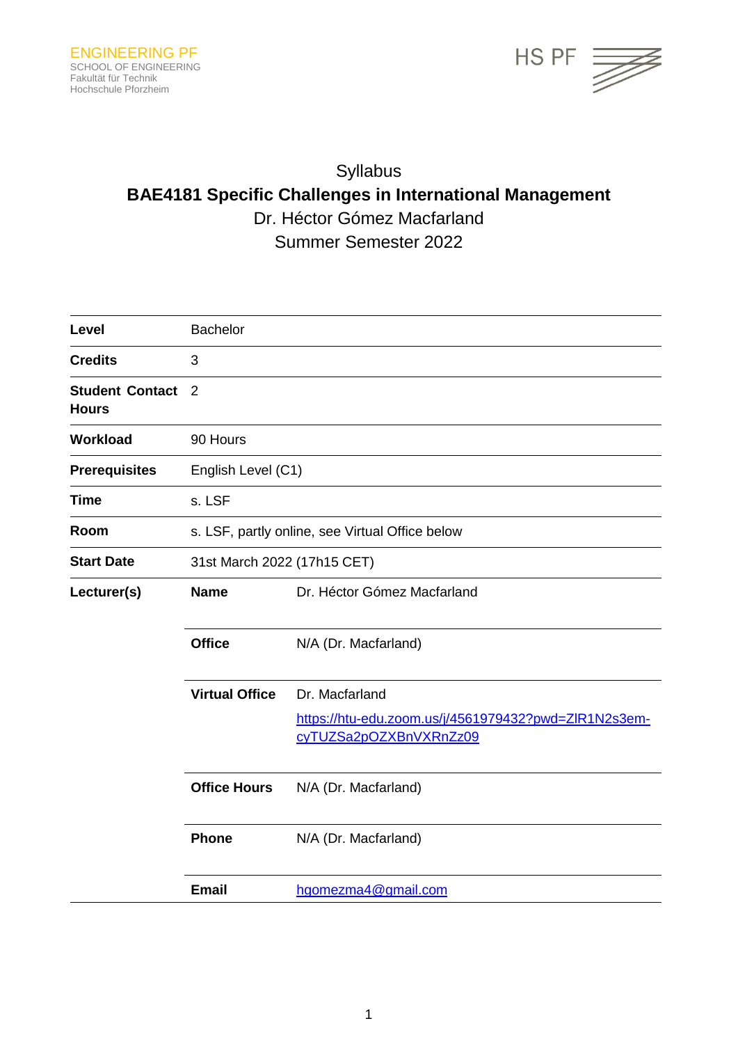ENGINEERING PF
SCHOOL OF ENGINEERING
Fakultät für Technik
Hochschule Pforzheim

HS PF

# Syllabus

## BAE4181 Specific Challenges in International Management

Dr. Héctor Gómez Macfarland

Summer Semester 2022

| | | |
|---|---|---|
| **Level** | Bachelor | |
| **Credits** | 3 | |
| **Student Contact Hours** | 2 | |
| **Workload** | 90 Hours | |
| **Prerequisites** | English Level (C1) | |
| **Time** | s. LSF | |
| **Room** | s. LSF, partly online, see Virtual Office below | |
| **Start Date** | 31st March 2022 (17h15 CET) | |
| **Lecturer(s)** | **Name** | Dr. Héctor Gómez Macfarland |
| | **Office** | N/A (Dr. Macfarland) |
| | **Virtual Office** | Dr. Macfarland [https://htu-edu.zoom.us/j/4561979432?pwd=ZlR1N2s3em-cyTUZSa2pOZXBnVXRnZz09](https://htu-edu.zoom.us/j/4561979432?pwd=ZlR1N2s3em-cyTUZSa2pOZXBnVXRnZz09) |
| | **Office Hours** | N/A (Dr. Macfarland) |
| | **Phone** | N/A (Dr. Macfarland) |
| | **Email** | [hgomezma4@gmail.com](mailto:hgomezma4@gmail.com) |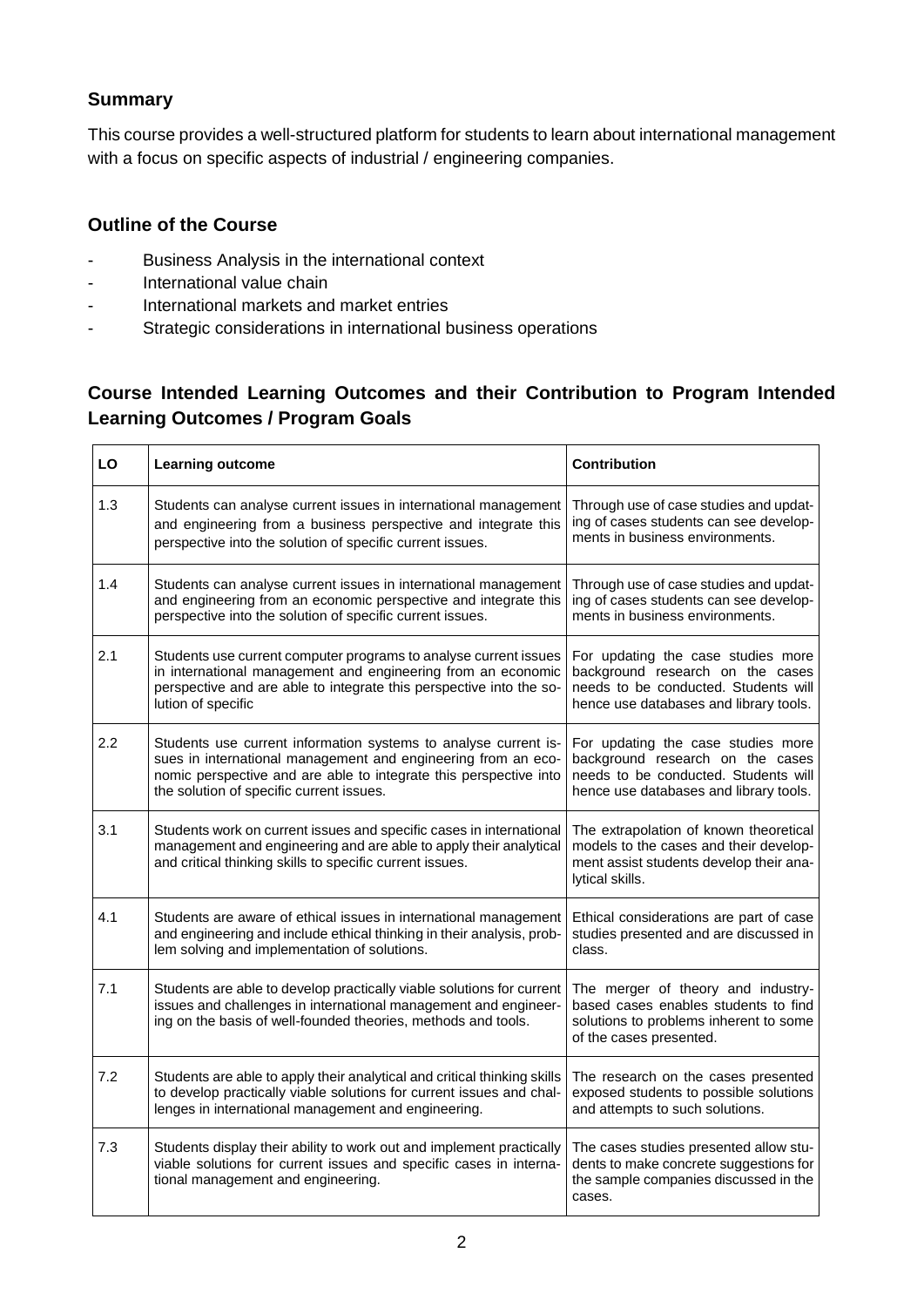## Summary

This course provides a well-structured platform for students to learn about international management with a focus on specific aspects of industrial / engineering companies.

## Outline of the Course

- Business Analysis in the international context
- International value chain
- International markets and market entries
- Strategic considerations in international business operations

## Course Intended Learning Outcomes and their Contribution to Program Intended Learning Outcomes / Program Goals

| LO | Learning outcome | Contribution |
|---|---|---|
| 1.3 | Students can analyse current issues in international management and engineering from a business perspective and integrate this perspective into the solution of specific current issues. | Through use of case studies and updating of cases students can see developments in business environments. |
| 1.4 | Students can analyse current issues in international management and engineering from an economic perspective and integrate this perspective into the solution of specific current issues. | Through use of case studies and updating of cases students can see developments in business environments. |
| 2.1 | Students use current computer programs to analyse current issues in international management and engineering from an economic perspective and are able to integrate this perspective into the solution of specific | For updating the case studies more background research on the cases needs to be conducted. Students will hence use databases and library tools. |
| 2.2 | Students use current information systems to analyse current issues in international management and engineering from an economic perspective and are able to integrate this perspective into the solution of specific current issues. | For updating the case studies more background research on the cases needs to be conducted. Students will hence use databases and library tools. |
| 3.1 | Students work on current issues and specific cases in international management and engineering and are able to apply their analytical and critical thinking skills to specific current issues. | The extrapolation of known theoretical models to the cases and their development assist students develop their analytical skills. |
| 4.1 | Students are aware of ethical issues in international management and engineering and include ethical thinking in their analysis, problem solving and implementation of solutions. | Ethical considerations are part of case studies presented and are discussed in class. |
| 7.1 | Students are able to develop practically viable solutions for current issues and challenges in international management and engineering on the basis of well-founded theories, methods and tools. | The merger of theory and industry-based cases enables students to find solutions to problems inherent to some of the cases presented. |
| 7.2 | Students are able to apply their analytical and critical thinking skills to develop practically viable solutions for current issues and challenges in international management and engineering. | The research on the cases presented exposed students to possible solutions and attempts to such solutions. |
| 7.3 | Students display their ability to work out and implement practically viable solutions for current issues and specific cases in international management and engineering. | The cases studies presented allow students to make concrete suggestions for the sample companies discussed in the cases. |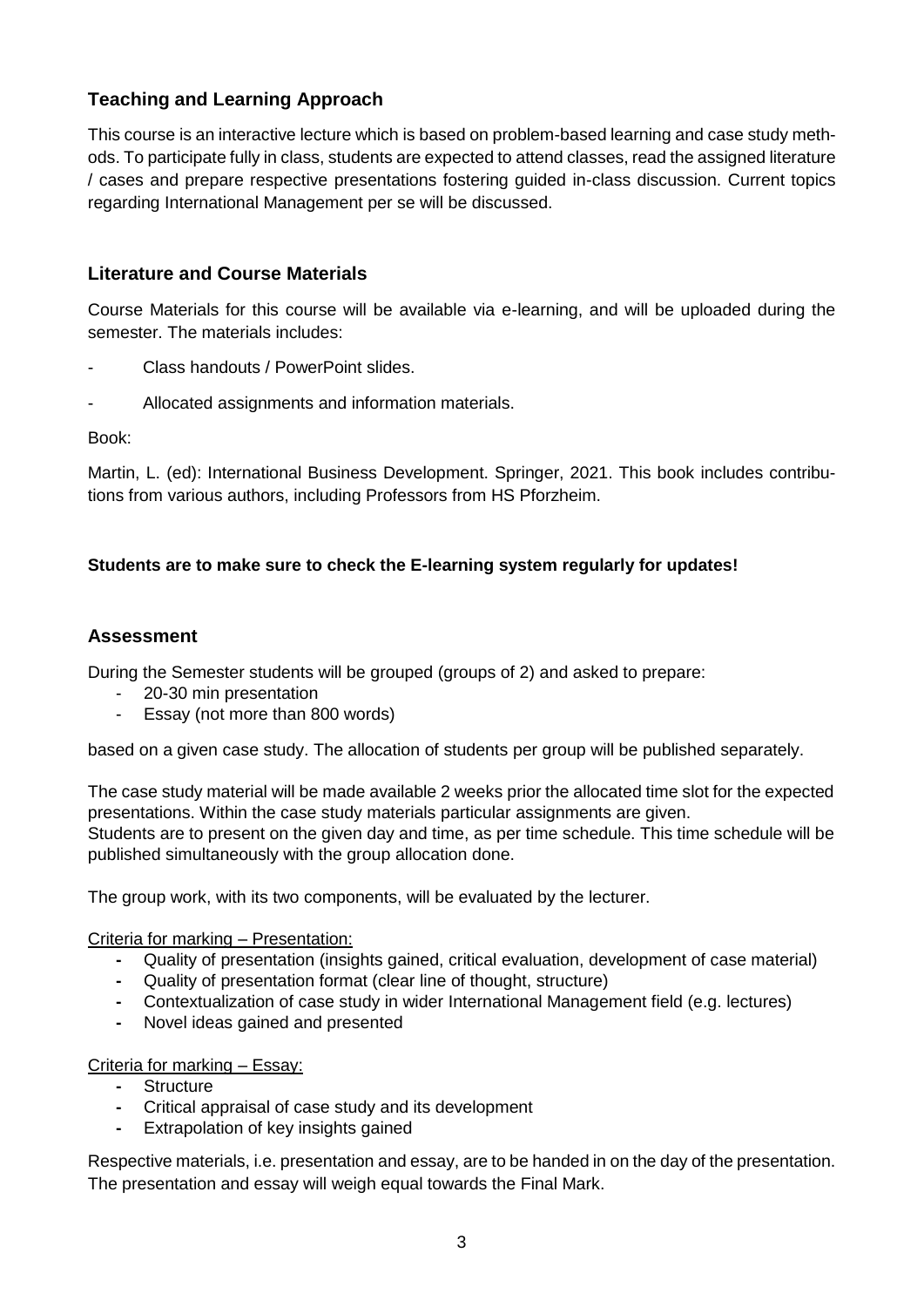## Teaching and Learning Approach

This course is an interactive lecture which is based on problem-based learning and case study methods. To participate fully in class, students are expected to attend classes, read the assigned literature / cases and prepare respective presentations fostering guided in-class discussion. Current topics regarding International Management per se will be discussed.

## Literature and Course Materials

Course Materials for this course will be available via e-learning, and will be uploaded during the semester. The materials includes:

- Class handouts / PowerPoint slides.
- Allocated assignments and information materials.

Book:

Martin, L. (ed): International Business Development. Springer, 2021. This book includes contributions from various authors, including Professors from HS Pforzheim.

**Students are to make sure to check the E-learning system regularly for updates!**

## Assessment

During the Semester students will be grouped (groups of 2) and asked to prepare:

- 20-30 min presentation
- Essay (not more than 800 words)

based on a given case study. The allocation of students per group will be published separately.

The case study material will be made available 2 weeks prior the allocated time slot for the expected presentations. Within the case study materials particular assignments are given.
Students are to present on the given day and time, as per time schedule. This time schedule will be published simultaneously with the group allocation done.

The group work, with its two components, will be evaluated by the lecturer.

Criteria for marking – Presentation:

- Quality of presentation (insights gained, critical evaluation, development of case material)
- Quality of presentation format (clear line of thought, structure)
- Contextualization of case study in wider International Management field (e.g. lectures)
- Novel ideas gained and presented

Criteria for marking – Essay:

- Structure
- Critical appraisal of case study and its development
- Extrapolation of key insights gained

Respective materials, i.e. presentation and essay, are to be handed in on the day of the presentation. The presentation and essay will weigh equal towards the Final Mark.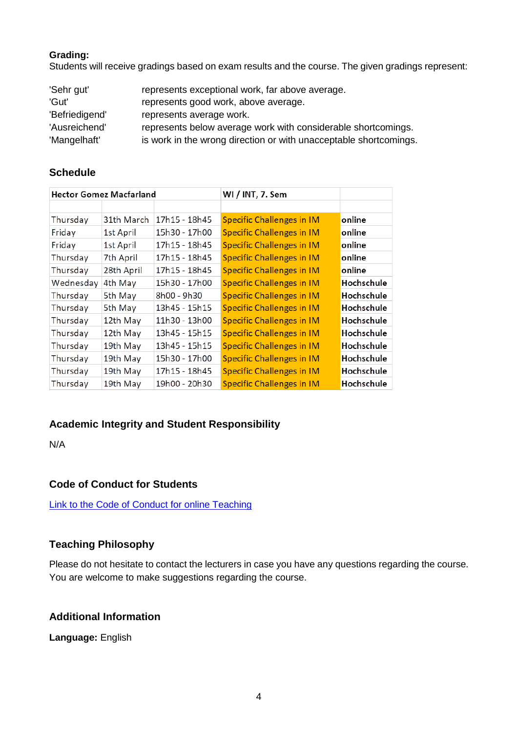**Grading:**
Students will receive gradings based on exam results and the course. The given gradings represent:

| | |
|---|---|
| 'Sehr gut' | represents exceptional work, far above average. |
| 'Gut' | represents good work, above average. |
| 'Befriedigend' | represents average work. |
| 'Ausreichend' | represents below average work with considerable shortcomings. |
| 'Mangelhaft' | is work in the wrong direction or with unacceptable shortcomings. |

## Schedule

| **Hector Gomez Macfarland** | | | **WI / INT, 7. Sem** | |
|---|---|---|---|---|
| | | | | |
| Thursday | 31th March | 17h15 - 18h45 | Specific Challenges in IM | **online** |
| Friday | 1st April | 15h30 - 17h00 | Specific Challenges in IM | **online** |
| Friday | 1st April | 17h15 - 18h45 | Specific Challenges in IM | **online** |
| Thursday | 7th April | 17h15 - 18h45 | Specific Challenges in IM | **online** |
| Thursday | 28th April | 17h15 - 18h45 | Specific Challenges in IM | **online** |
| Wednesday | 4th May | 15h30 - 17h00 | Specific Challenges in IM | **Hochschule** |
| Thursday | 5th May | 8h00 - 9h30 | Specific Challenges in IM | **Hochschule** |
| Thursday | 5th May | 13h45 - 15h15 | Specific Challenges in IM | **Hochschule** |
| Thursday | 12th May | 11h30 - 13h00 | Specific Challenges in IM | **Hochschule** |
| Thursday | 12th May | 13h45 - 15h15 | Specific Challenges in IM | **Hochschule** |
| Thursday | 19th May | 13h45 - 15h15 | Specific Challenges in IM | **Hochschule** |
| Thursday | 19th May | 15h30 - 17h00 | Specific Challenges in IM | **Hochschule** |
| Thursday | 19th May | 17h15 - 18h45 | Specific Challenges in IM | **Hochschule** |
| Thursday | 19th May | 19h00 - 20h30 | Specific Challenges in IM | **Hochschule** |

## Academic Integrity and Student Responsibility

N/A

## Code of Conduct for Students

Link to the Code of Conduct for online Teaching

## Teaching Philosophy

Please do not hesitate to contact the lecturers in case you have any questions regarding the course. You are welcome to make suggestions regarding the course.

## Additional Information

**Language:** English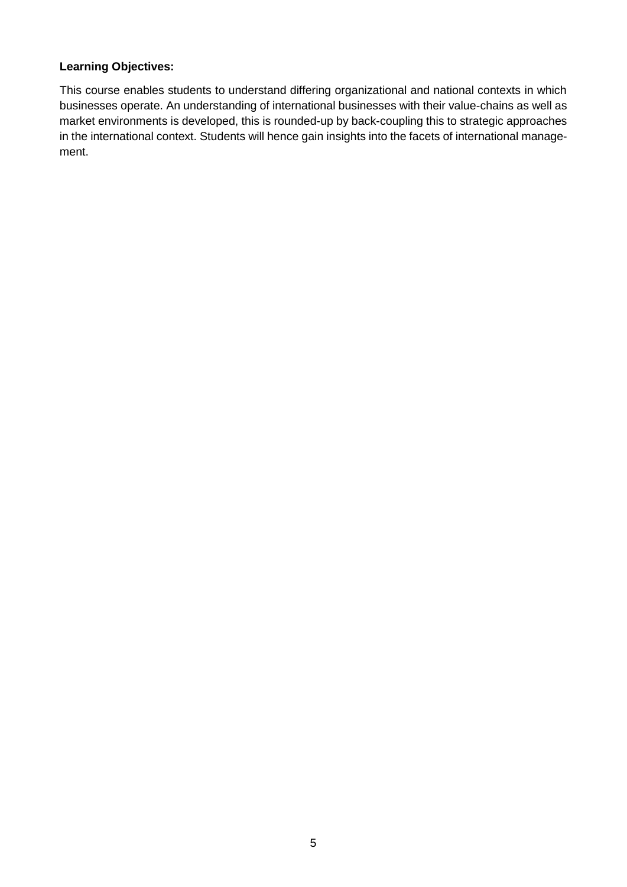**Learning Objectives:**

This course enables students to understand differing organizational and national contexts in which businesses operate. An understanding of international businesses with their value-chains as well as market environments is developed, this is rounded-up by back-coupling this to strategic approaches in the international context. Students will hence gain insights into the facets of international management.